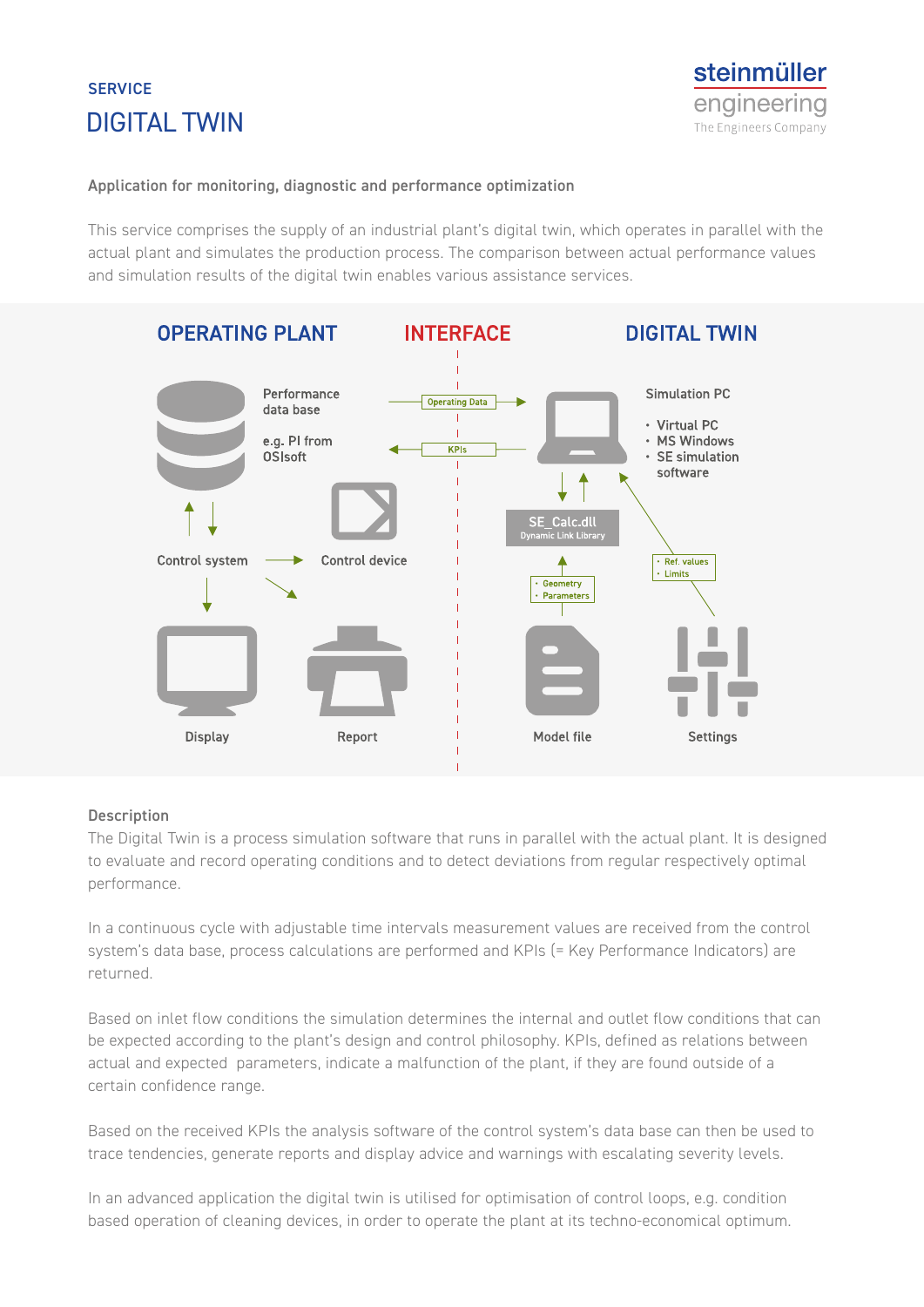SERVICE

# DIGITAL TWIN

steinmüller engineering
The Engineers Company

### Application for monitoring, diagnostic and performance optimization

This service comprises the supply of an industrial plant's digital twin, which operates in parallel with the actual plant and simulates the production process. The comparison between actual performance values and simulation results of the digital twin enables various assistance services.

OPERATING PLANT | INTERFACE | DIGITAL TWIN

Performance data base

e.g. PI from OSIsoft

Operating Data

KPIs

Simulation PC

- Virtual PC
- MS Windows
- SE simulation software

SE_Calc.dll
Dynamic Link Library

- Ref. values
- Limits

- Geometry
- Parameters

Control system

Control device

Display

Report

Model file

Settings

### Description

The Digital Twin is a process simulation software that runs in parallel with the actual plant. It is designed to evaluate and record operating conditions and to detect deviations from regular respectively optimal performance.

In a continuous cycle with adjustable time intervals measurement values are received from the control system's data base, process calculations are performed and KPIs (= Key Performance Indicators) are returned.

Based on inlet flow conditions the simulation determines the internal and outlet flow conditions that can be expected according to the plant's design and control philosophy. KPIs, defined as relations between actual and expected parameters, indicate a malfunction of the plant, if they are found outside of a certain confidence range.

Based on the received KPIs the analysis software of the control system's data base can then be used to trace tendencies, generate reports and display advice and warnings with escalating severity levels.

In an advanced application the digital twin is utilised for optimisation of control loops, e.g. condition based operation of cleaning devices, in order to operate the plant at its techno-economical optimum.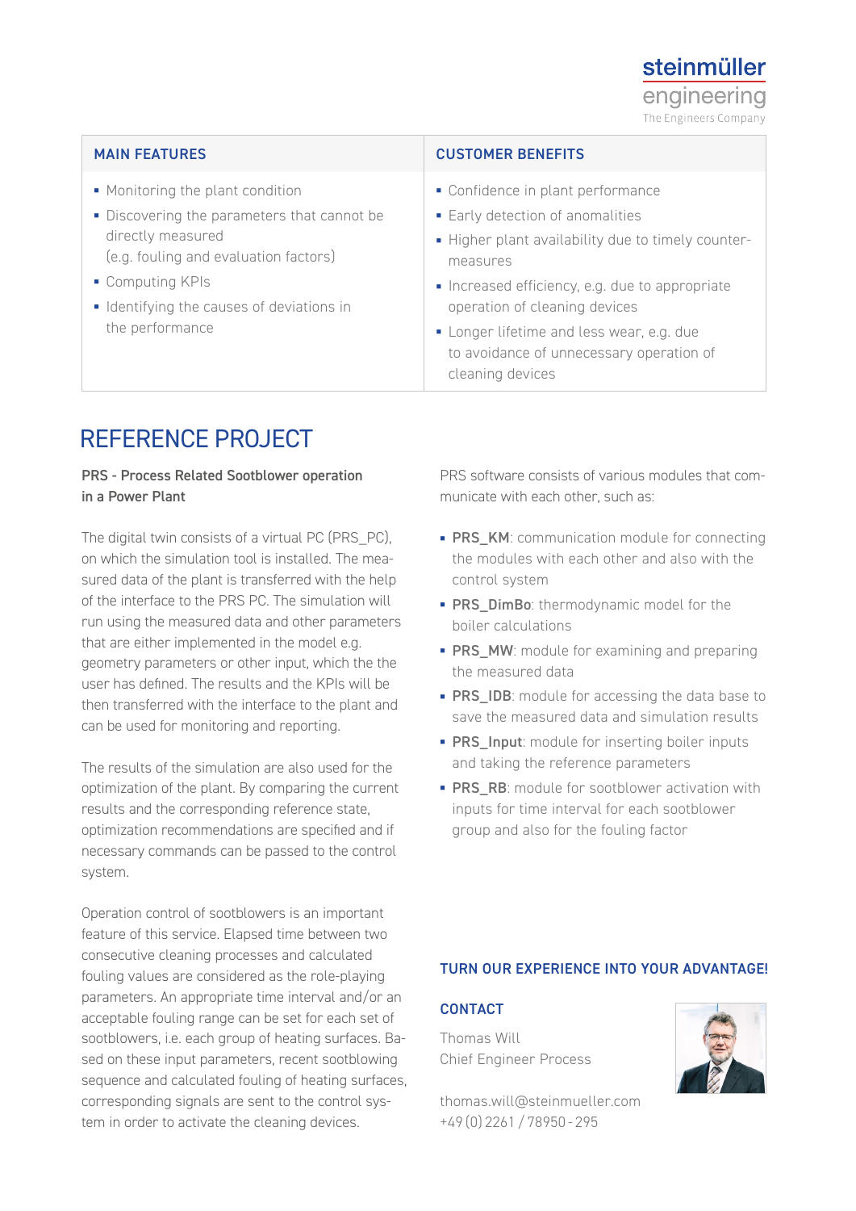| MAIN FEATURES | CUSTOMER BENEFITS |
| --- | --- |
| ▪ Monitoring the plant condition<br>▪ Discovering the parameters that cannot be directly measured (e.g. fouling and evaluation factors)<br>▪ Computing KPIs<br>▪ Identifying the causes of deviations in the performance | ▪ Confidence in plant performance<br>▪ Early detection of anomalities<br>▪ Higher plant availability due to timely counter-measures<br>▪ Increased efficiency, e.g. due to appropriate operation of cleaning devices<br>▪ Longer lifetime and less wear, e.g. due to avoidance of unnecessary operation of cleaning devices |

# REFERENCE PROJECT

**PRS - Process Related Sootblower operation in a Power Plant**

The digital twin consists of a virtual PC (PRS_PC), on which the simulation tool is installed. The measured data of the plant is transferred with the help of the interface to the PRS PC. The simulation will run using the measured data and other parameters that are either implemented in the model e.g. geometry parameters or other input, which the the user has defined. The results and the KPIs will be then transferred with the interface to the plant and can be used for monitoring and reporting.

The results of the simulation are also used for the optimization of the plant. By comparing the current results and the corresponding reference state, optimization recommendations are specified and if necessary commands can be passed to the control system.

Operation control of sootblowers is an important feature of this service. Elapsed time between two consecutive cleaning processes and calculated fouling values are considered as the role-playing parameters. An appropriate time interval and/or an acceptable fouling range can be set for each set of sootblowers, i.e. each group of heating surfaces. Based on these input parameters, recent sootblowing sequence and calculated fouling of heating surfaces, corresponding signals are sent to the control system in order to activate the cleaning devices.

PRS software consists of various modules that communicate with each other, such as:

- **PRS_KM**: communication module for connecting the modules with each other and also with the control system
- **PRS_DimBo**: thermodynamic model for the boiler calculations
- **PRS_MW**: module for examining and preparing the measured data
- **PRS_IDB**: module for accessing the data base to save the measured data and simulation results
- **PRS_Input**: module for inserting boiler inputs and taking the reference parameters
- **PRS_RB**: module for sootblower activation with inputs for time interval for each sootblower group and also for the fouling factor

**TURN OUR EXPERIENCE INTO YOUR ADVANTAGE!**

**CONTACT**

Thomas Will
Chief Engineer Process

thomas.will@steinmueller.com
+49 (0) 2261 / 78950 - 295